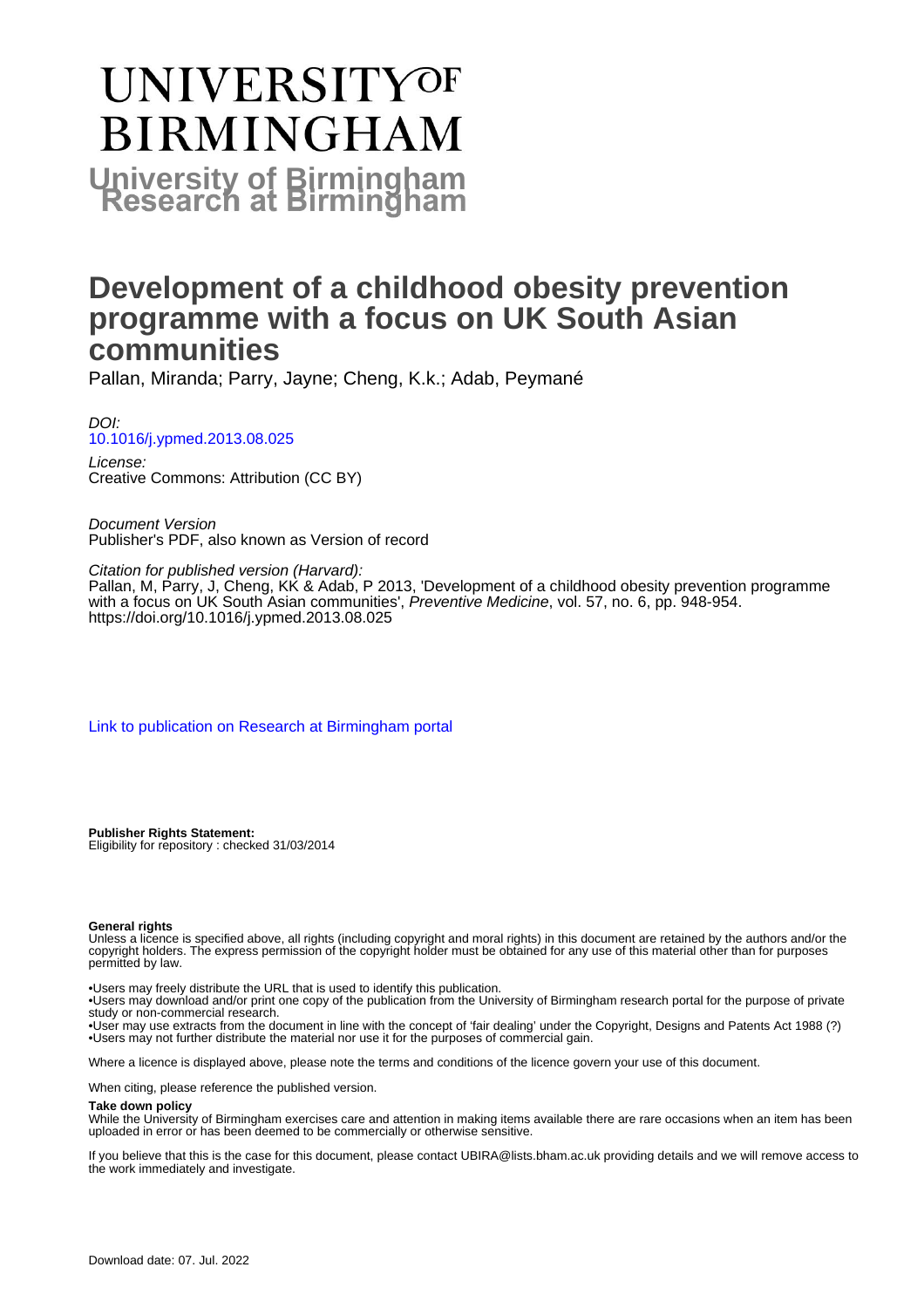# UNIVERSITY OF BIRMINGHAM

**University of Birmingham Research at Birmingham**

# Development of a childhood obesity prevention programme with a focus on UK South Asian communities

Pallan, Miranda; Parry, Jayne; Cheng, K.k.; Adab, Peymané

*DOI:*
10.1016/j.ypmed.2013.08.025

*License:*
Creative Commons: Attribution (CC BY)

*Document Version*
Publisher's PDF, also known as Version of record

*Citation for published version (Harvard):*
Pallan, M, Parry, J, Cheng, KK & Adab, P 2013, 'Development of a childhood obesity prevention programme with a focus on UK South Asian communities', *Preventive Medicine*, vol. 57, no. 6, pp. 948-954. https://doi.org/10.1016/j.ypmed.2013.08.025

Link to publication on Research at Birmingham portal

**Publisher Rights Statement:**
Eligibility for repository : checked 31/03/2014

**General rights**
Unless a licence is specified above, all rights (including copyright and moral rights) in this document are retained by the authors and/or the copyright holders. The express permission of the copyright holder must be obtained for any use of this material other than for purposes permitted by law.

•Users may freely distribute the URL that is used to identify this publication.
•Users may download and/or print one copy of the publication from the University of Birmingham research portal for the purpose of private study or non-commercial research.
•User may use extracts from the document in line with the concept of 'fair dealing' under the Copyright, Designs and Patents Act 1988 (?)
•Users may not further distribute the material nor use it for the purposes of commercial gain.

Where a licence is displayed above, please note the terms and conditions of the licence govern your use of this document.

When citing, please reference the published version.

**Take down policy**
While the University of Birmingham exercises care and attention in making items available there are rare occasions when an item has been uploaded in error or has been deemed to be commercially or otherwise sensitive.

If you believe that this is the case for this document, please contact UBIRA@lists.bham.ac.uk providing details and we will remove access to the work immediately and investigate.

Download date: 07. Jul. 2022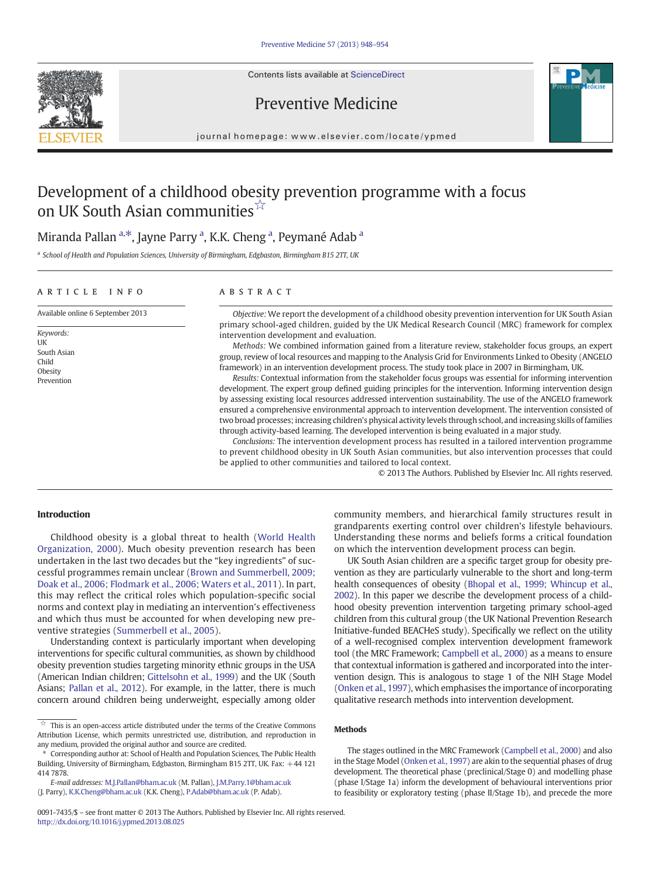# Development of a childhood obesity prevention programme with a focus on UK South Asian communities ☆

Miranda Pallan [a,*], Jayne Parry [a], K.K. Cheng [a], Peymané Adab [a]

[a] School of Health and Population Sciences, University of Birmingham, Edgbaston, Birmingham B15 2TT, UK

## ARTICLE INFO

Available online 6 September 2013

*Keywords:*
UK
South Asian
Child
Obesity
Prevention

## ABSTRACT

*Objective:* We report the development of a childhood obesity prevention intervention for UK South Asian primary school-aged children, guided by the UK Medical Research Council (MRC) framework for complex intervention development and evaluation.

*Methods:* We combined information gained from a literature review, stakeholder focus groups, an expert group, review of local resources and mapping to the Analysis Grid for Environments Linked to Obesity (ANGELO framework) in an intervention development process. The study took place in 2007 in Birmingham, UK.

*Results:* Contextual information from the stakeholder focus groups was essential for informing intervention development. The expert group defined guiding principles for the intervention. Informing intervention design by assessing existing local resources addressed intervention sustainability. The use of the ANGELO framework ensured a comprehensive environmental approach to intervention development. The intervention consisted of two broad processes; increasing children's physical activity levels through school, and increasing skills of families through activity-based learning. The developed intervention is being evaluated in a major study.

*Conclusions:* The intervention development process has resulted in a tailored intervention programme to prevent childhood obesity in UK South Asian communities, but also intervention processes that could be applied to other communities and tailored to local context.

© 2013 The Authors. Published by Elsevier Inc. All rights reserved.

## Introduction

Childhood obesity is a global threat to health (World Health Organization, 2000). Much obesity prevention research has been undertaken in the last two decades but the "key ingredients" of successful programmes remain unclear (Brown and Summerbell, 2009; Doak et al., 2006; Flodmark et al., 2006; Waters et al., 2011). In part, this may reflect the critical roles which population-specific social norms and context play in mediating an intervention's effectiveness and which thus must be accounted for when developing new preventive strategies (Summerbell et al., 2005).

Understanding context is particularly important when developing interventions for specific cultural communities, as shown by childhood obesity prevention studies targeting minority ethnic groups in the USA (American Indian children; Gittelsohn et al., 1999) and the UK (South Asians; Pallan et al., 2012). For example, in the latter, there is much concern around children being underweight, especially among older community members, and hierarchical family structures result in grandparents exerting control over children's lifestyle behaviours. Understanding these norms and beliefs forms a critical foundation on which the intervention development process can begin.

UK South Asian children are a specific target group for obesity prevention as they are particularly vulnerable to the short and long-term health consequences of obesity (Bhopal et al., 1999; Whincup et al., 2002). In this paper we describe the development process of a childhood obesity prevention intervention targeting primary school-aged children from this cultural group (the UK National Prevention Research Initiative-funded BEACHeS study). Specifically we reflect on the utility of a well-recognised complex intervention development framework tool (the MRC Framework; Campbell et al., 2000) as a means to ensure that contextual information is gathered and incorporated into the intervention design. This is analogous to stage 1 of the NIH Stage Model (Onken et al., 1997), which emphasises the importance of incorporating qualitative research methods into intervention development.

## Methods

The stages outlined in the MRC Framework (Campbell et al., 2000) and also in the Stage Model (Onken et al., 1997) are akin to the sequential phases of drug development. The theoretical phase (preclinical/Stage 0) and modelling phase (phase I/Stage 1a) inform the development of behavioural interventions prior to feasibility or exploratory testing (phase II/Stage 1b), and precede the more

☆ This is an open-access article distributed under the terms of the Creative Commons Attribution License, which permits unrestricted use, distribution, and reproduction in any medium, provided the original author and source are credited.

\* Corresponding author at: School of Health and Population Sciences, The Public Health Building, University of Birmingham, Edgbaston, Birmingham B15 2TT, UK. Fax: +44 121 414 7878.

*E-mail addresses:* M.J.Pallan@bham.ac.uk (M. Pallan), J.M.Parry.1@bham.ac.uk (J. Parry), K.K.Cheng@bham.ac.uk (K.K. Cheng), P.Adab@bham.ac.uk (P. Adab).

0091-7435/$ – see front matter © 2013 The Authors. Published by Elsevier Inc. All rights reserved.
http://dx.doi.org/10.1016/j.ypmed.2013.08.025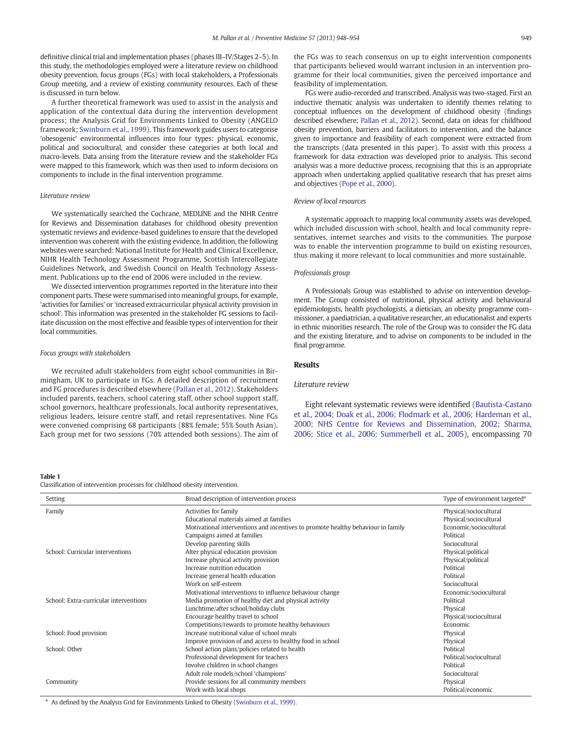definitive clinical trial and implementation phases (phases III–IV/Stages 2–5). In this study, the methodologies employed were a literature review on childhood obesity prevention, focus groups (FGs) with local stakeholders, a Professionals Group meeting, and a review of existing community resources. Each of these is discussed in turn below.

A further theoretical framework was used to assist in the analysis and application of the contextual data during the intervention development process; the Analysis Grid for Environments Linked to Obesity (ANGELO framework; Swinburn et al., 1999). This framework guides users to categorise 'obesogenic' environmental influences into four types: physical, economic, political and sociocultural, and consider these categories at both local and macro-levels. Data arising from the literature review and the stakeholder FGs were mapped to this framework, which was then used to inform decisions on components to include in the final intervention programme.

### Literature review

We systematically searched the Cochrane, MEDLINE and the NIHR Centre for Reviews and Dissemination databases for childhood obesity prevention systematic reviews and evidence-based guidelines to ensure that the developed intervention was coherent with the existing evidence. In addition, the following websites were searched: National Institute for Health and Clinical Excellence, NIHR Health Technology Assessment Programme, Scottish Intercollegiate Guidelines Network, and Swedish Council on Health Technology Assessment. Publications up to the end of 2006 were included in the review.

We dissected intervention programmes reported in the literature into their component parts. These were summarised into meaningful groups, for example, 'activities for families' or 'increased extracurricular physical activity provision in school'. This information was presented in the stakeholder FG sessions to facilitate discussion on the most effective and feasible types of intervention for their local communities.

### Focus groups with stakeholders

We recruited adult stakeholders from eight school communities in Birmingham, UK to participate in FGs. A detailed description of recruitment and FG procedures is described elsewhere (Pallan et al., 2012). Stakeholders included parents, teachers, school catering staff, other school support staff, school governors, healthcare professionals, local authority representatives, religious leaders, leisure centre staff, and retail representatives. Nine FGs were convened comprising 68 participants (88% female; 55% South Asian). Each group met for two sessions (70% attended both sessions). The aim of the FGs was to reach consensus on up to eight intervention components that participants believed would warrant inclusion in an intervention programme for their local communities, given the perceived importance and feasibility of implementation.

FGs were audio-recorded and transcribed. Analysis was two-staged. First an inductive thematic analysis was undertaken to identify themes relating to conceptual influences on the development of childhood obesity (findings described elsewhere; Pallan et al., 2012). Second, data on ideas for childhood obesity prevention, barriers and facilitators to intervention, and the balance given to importance and feasibility of each component were extracted from the transcripts (data presented in this paper). To assist with this process a framework for data extraction was developed prior to analysis. This second analysis was a more deductive process, recognising that this is an appropriate approach when undertaking applied qualitative research that has preset aims and objectives (Pope et al., 2000).

### Review of local resources

A systematic approach to mapping local community assets was developed, which included discussion with school, health and local community representatives, internet searches and visits to the communities. The purpose was to enable the intervention programme to build on existing resources, thus making it more relevant to local communities and more sustainable.

### Professionals group

A Professionals Group was established to advise on intervention development. The Group consisted of nutritional, physical activity and behavioural epidemiologists, health psychologists, a dietician, an obesity programme commissioner, a paediatrician, a qualitative researcher, an educationalist and experts in ethnic minorities research. The role of the Group was to consider the FG data and the existing literature, and to advise on components to be included in the final programme.

## Results

### Literature review

Eight relevant systematic reviews were identified (Bautista-Castano et al., 2004; Doak et al., 2006; Flodmark et al., 2006; Hardeman et al., 2000; NHS Centre for Reviews and Dissemination, 2002; Sharma, 2006; Stice et al., 2006; Summerbell et al., 2005), encompassing 70

**Table 1**
Classification of intervention processes for childhood obesity intervention.

| Setting | Broad description of intervention process | Type of environment targeted[a] |
|---|---|---|
| Family | Activities for family | Physical/sociocultural |
| | Educational materials aimed at families | Physical/sociocultural |
| | Motivational interventions and incentives to promote healthy behaviour in family | Economic/sociocultural |
| | Campaigns aimed at families | Political |
| | Develop parenting skills | Sociocultural |
| School: Curricular interventions | Alter physical education provision | Physical/political |
| | Increase physical activity provision | Physical/political |
| | Increase nutrition education | Political |
| | Increase general health education | Political |
| | Work on self-esteem | Sociocultural |
| | Motivational interventions to influence behaviour change | Economic/sociocultural |
| School: Extra-curricular interventions | Media promotion of healthy diet and physical activity | Political |
| | Lunchtime/after school/holiday clubs | Physical |
| | Encourage healthy travel to school | Physical/sociocultural |
| | Competitions/rewards to promote healthy behaviours | Economic |
| School: Food provision | Increase nutritional value of school meals | Physical |
| | Improve provision of and access to healthy food in school | Physical |
| School: Other | School action plans/policies related to health | Political |
| | Professional development for teachers | Political/sociocultural |
| | Involve children in school changes | Political |
| | Adult role models/school 'champions' | Sociocultural |
| Community | Provide sessions for all community members | Physical |
| | Work with local shops | Political/economic |

[a] As defined by the Analysis Grid for Environments Linked to Obesity (Swinburn et al., 1999).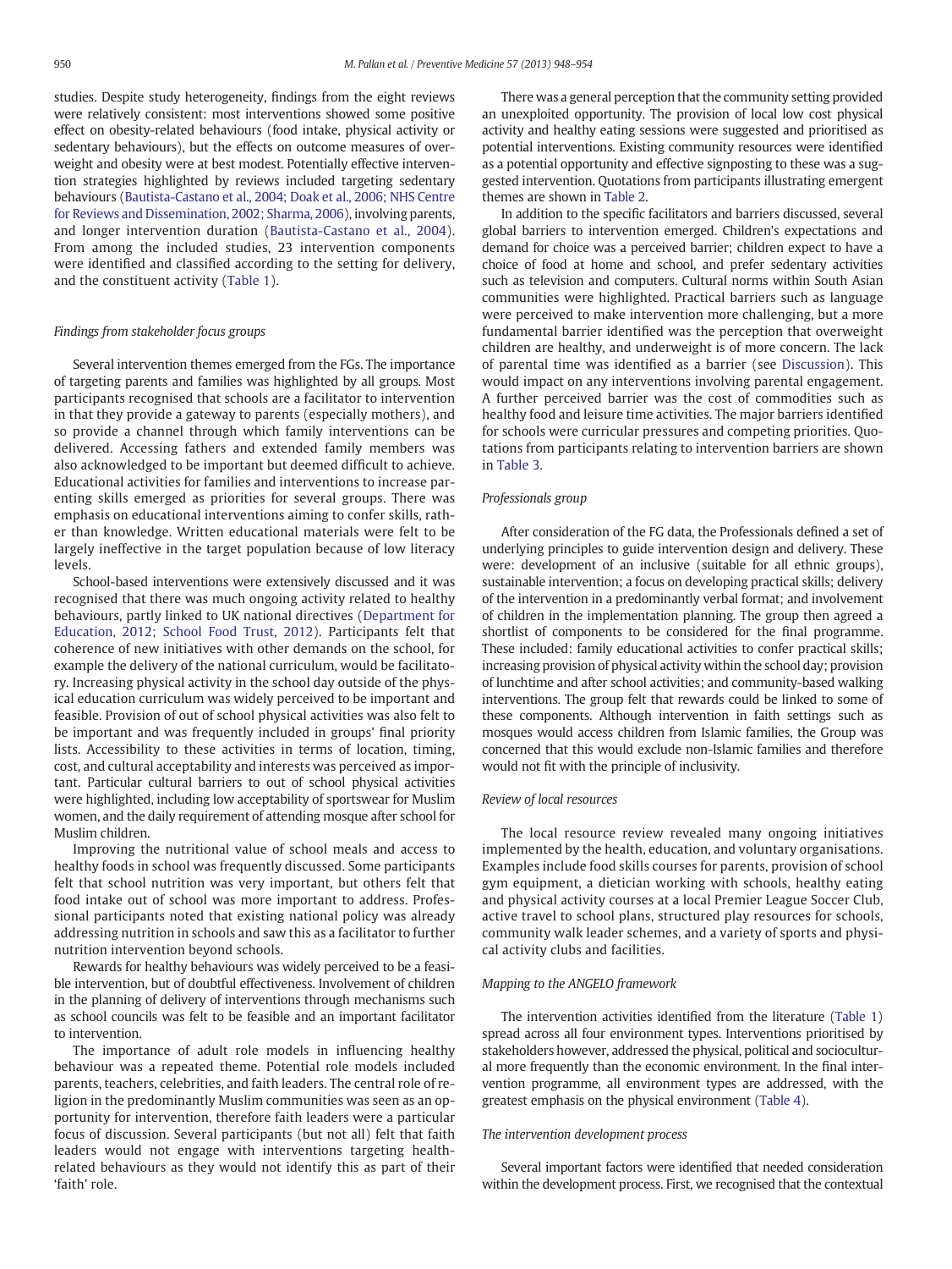studies. Despite study heterogeneity, findings from the eight reviews were relatively consistent: most interventions showed some positive effect on obesity-related behaviours (food intake, physical activity or sedentary behaviours), but the effects on outcome measures of overweight and obesity were at best modest. Potentially effective intervention strategies highlighted by reviews included targeting sedentary behaviours (Bautista-Castano et al., 2004; Doak et al., 2006; NHS Centre for Reviews and Dissemination, 2002; Sharma, 2006), involving parents, and longer intervention duration (Bautista-Castano et al., 2004). From among the included studies, 23 intervention components were identified and classified according to the setting for delivery, and the constituent activity (Table 1).

### Findings from stakeholder focus groups

Several intervention themes emerged from the FGs. The importance of targeting parents and families was highlighted by all groups. Most participants recognised that schools are a facilitator to intervention in that they provide a gateway to parents (especially mothers), and so provide a channel through which family interventions can be delivered. Accessing fathers and extended family members was also acknowledged to be important but deemed difficult to achieve. Educational activities for families and interventions to increase parenting skills emerged as priorities for several groups. There was emphasis on educational interventions aiming to confer skills, rather than knowledge. Written educational materials were felt to be largely ineffective in the target population because of low literacy levels.

School-based interventions were extensively discussed and it was recognised that there was much ongoing activity related to healthy behaviours, partly linked to UK national directives (Department for Education, 2012; School Food Trust, 2012). Participants felt that coherence of new initiatives with other demands on the school, for example the delivery of the national curriculum, would be facilitatory. Increasing physical activity in the school day outside of the physical education curriculum was widely perceived to be important and feasible. Provision of out of school physical activities was also felt to be important and was frequently included in groups' final priority lists. Accessibility to these activities in terms of location, timing, cost, and cultural acceptability and interests was perceived as important. Particular cultural barriers to out of school physical activities were highlighted, including low acceptability of sportswear for Muslim women, and the daily requirement of attending mosque after school for Muslim children.

Improving the nutritional value of school meals and access to healthy foods in school was frequently discussed. Some participants felt that school nutrition was very important, but others felt that food intake out of school was more important to address. Professional participants noted that existing national policy was already addressing nutrition in schools and saw this as a facilitator to further nutrition intervention beyond schools.

Rewards for healthy behaviours was widely perceived to be a feasible intervention, but of doubtful effectiveness. Involvement of children in the planning of delivery of interventions through mechanisms such as school councils was felt to be feasible and an important facilitator to intervention.

The importance of adult role models in influencing healthy behaviour was a repeated theme. Potential role models included parents, teachers, celebrities, and faith leaders. The central role of religion in the predominantly Muslim communities was seen as an opportunity for intervention, therefore faith leaders were a particular focus of discussion. Several participants (but not all) felt that faith leaders would not engage with interventions targeting health-related behaviours as they would not identify this as part of their 'faith' role.

There was a general perception that the community setting provided an unexploited opportunity. The provision of local low cost physical activity and healthy eating sessions were suggested and prioritised as potential interventions. Existing community resources were identified as a potential opportunity and effective signposting to these was a suggested intervention. Quotations from participants illustrating emergent themes are shown in Table 2.

In addition to the specific facilitators and barriers discussed, several global barriers to intervention emerged. Children's expectations and demand for choice was a perceived barrier; children expect to have a choice of food at home and school, and prefer sedentary activities such as television and computers. Cultural norms within South Asian communities were highlighted. Practical barriers such as language were perceived to make intervention more challenging, but a more fundamental barrier identified was the perception that overweight children are healthy, and underweight is of more concern. The lack of parental time was identified as a barrier (see Discussion). This would impact on any interventions involving parental engagement. A further perceived barrier was the cost of commodities such as healthy food and leisure time activities. The major barriers identified for schools were curricular pressures and competing priorities. Quotations from participants relating to intervention barriers are shown in Table 3.

### Professionals group

After consideration of the FG data, the Professionals defined a set of underlying principles to guide intervention design and delivery. These were: development of an inclusive (suitable for all ethnic groups), sustainable intervention; a focus on developing practical skills; delivery of the intervention in a predominantly verbal format; and involvement of children in the implementation planning. The group then agreed a shortlist of components to be considered for the final programme. These included: family educational activities to confer practical skills; increasing provision of physical activity within the school day; provision of lunchtime and after school activities; and community-based walking interventions. The group felt that rewards could be linked to some of these components. Although intervention in faith settings such as mosques would access children from Islamic families, the Group was concerned that this would exclude non-Islamic families and therefore would not fit with the principle of inclusivity.

### Review of local resources

The local resource review revealed many ongoing initiatives implemented by the health, education, and voluntary organisations. Examples include food skills courses for parents, provision of school gym equipment, a dietician working with schools, healthy eating and physical activity courses at a local Premier League Soccer Club, active travel to school plans, structured play resources for schools, community walk leader schemes, and a variety of sports and physical activity clubs and facilities.

### Mapping to the ANGELO framework

The intervention activities identified from the literature (Table 1) spread across all four environment types. Interventions prioritised by stakeholders however, addressed the physical, political and sociocultural more frequently than the economic environment. In the final intervention programme, all environment types are addressed, with the greatest emphasis on the physical environment (Table 4).

### The intervention development process

Several important factors were identified that needed consideration within the development process. First, we recognised that the contextual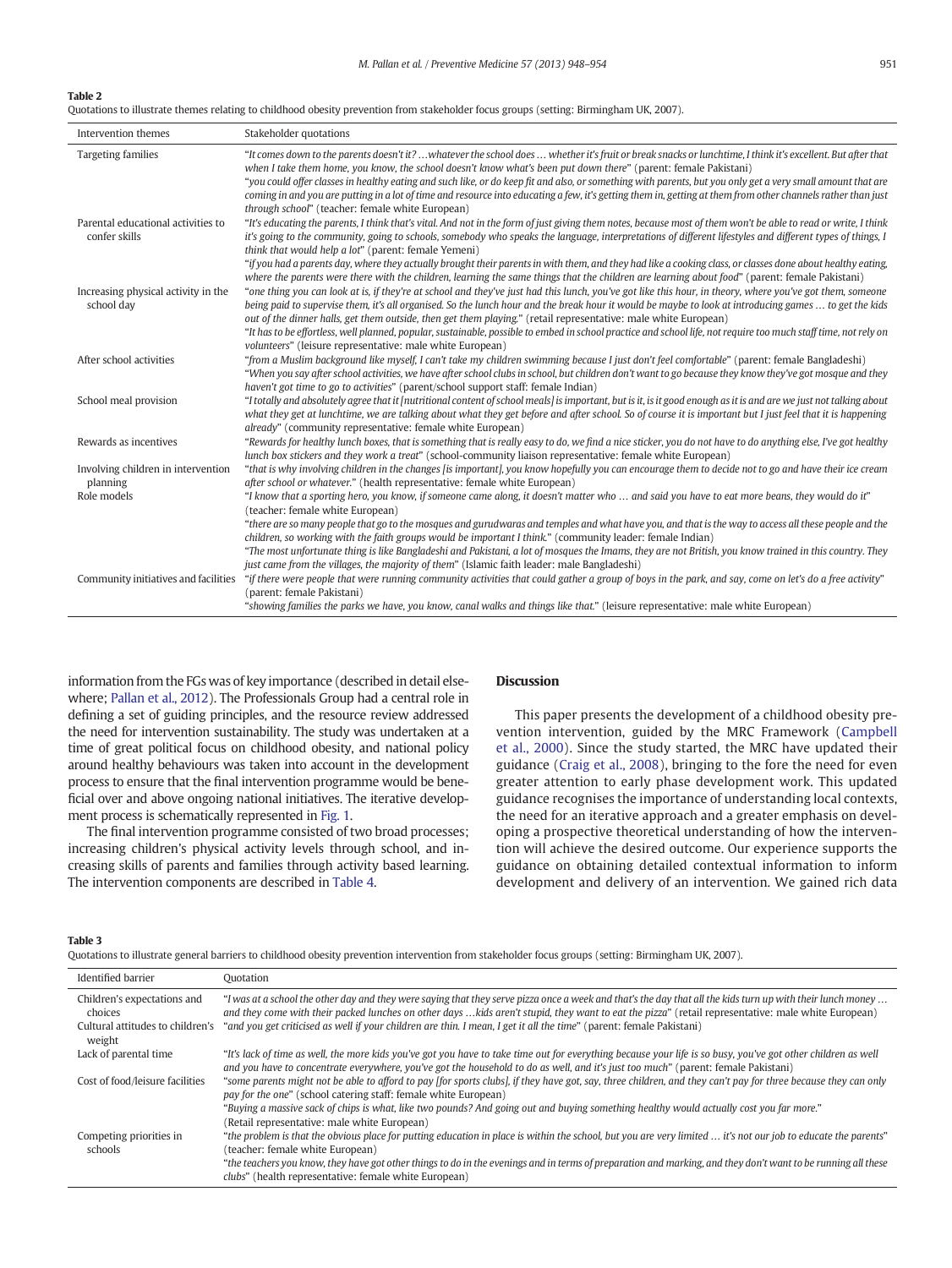**Table 2**
Quotations to illustrate themes relating to childhood obesity prevention from stakeholder focus groups (setting: Birmingham UK, 2007).

| Intervention themes | Stakeholder quotations |
|---|---|
| Targeting families | "*It comes down to the parents doesn't it? …whatever the school does … whether it's fruit or break snacks or lunchtime, I think it's excellent. But after that when I take them home, you know, the school doesn't know what's been put down there*" (parent: female Pakistani)<br>"*you could offer classes in healthy eating and such like, or do keep fit and also, or something with parents, but you only get a very small amount that are coming in and you are putting in a lot of time and resource into educating a few, it's getting them in, getting at them from other channels rather than just through school*" (teacher: female white European) |
| Parental educational activities to confer skills | "*It's educating the parents, I think that's vital. And not in the form of just giving them notes, because most of them won't be able to read or write, I think it's going to the community, going to schools, somebody who speaks the language, interpretations of different lifestyles and different types of things, I think that would help a lot*" (parent: female Yemeni)<br>"*if you had a parents day, where they actually brought their parents in with them, and they had like a cooking class, or classes done about healthy eating, where the parents were there with the children, learning the same things that the children are learning about food*" (parent: female Pakistani) |
| Increasing physical activity in the school day | "*one thing you can look at is, if they're at school and they've just had this lunch, you've got like this hour, in theory, where you've got them, someone being paid to supervise them, it's all organised. So the lunch hour and the break hour it would be maybe to look at introducing games … to get the kids out of the dinner halls, get them outside, then get them playing.*" (retail representative: male white European)<br>"*It has to be effortless, well planned, popular, sustainable, possible to embed in school practice and school life, not require too much staff time, not rely on volunteers*" (leisure representative: male white European) |
| After school activities | "*from a Muslim background like myself, I can't take my children swimming because I just don't feel comfortable*" (parent: female Bangladeshi)<br>"*When you say after school activities, we have after school clubs in school, but children don't want to go because they know they've got mosque and they haven't got time to go to activities*" (parent/school support staff: female Indian) |
| School meal provision | "*I totally and absolutely agree that it [nutritional content of school meals] is important, but is it, is it good enough as it is and are we just not talking about what they get at lunchtime, we are talking about what they get before and after school. So of course it is important but I just feel that it is happening already*" (community representative: female white European) |
| Rewards as incentives | "*Rewards for healthy lunch boxes, that is something that is really easy to do, we find a nice sticker, you do not have to do anything else, I've got healthy lunch box stickers and they work a treat*" (school-community liaison representative: female white European) |
| Involving children in intervention planning | "*that is why involving children in the changes [is important], you know hopefully you can encourage them to decide not to go and have their ice cream after school or whatever.*" (health representative: female white European) |
| Role models | "*I know that a sporting hero, you know, if someone came along, it doesn't matter who … and said you have to eat more beans, they would do it*" (teacher: female white European)<br>"*there are so many people that go to the mosques and gurudwaras and temples and what have you, and that is the way to access all these people and the children, so working with the faith groups would be important I think.*" (community leader: female Indian)<br>"*The most unfortunate thing is like Bangladeshi and Pakistani, a lot of mosques the Imams, they are not British, you know trained in this country. They just came from the villages, the majority of them*" (Islamic faith leader: male Bangladeshi) |
| Community initiatives and facilities | "*if there were people that were running community activities that could gather a group of boys in the park, and say, come on let's do a free activity*" (parent: female Pakistani)<br>"*showing families the parks we have, you know, canal walks and things like that.*" (leisure representative: male white European) |

information from the FGs was of key importance (described in detail elsewhere; Pallan et al., 2012). The Professionals Group had a central role in defining a set of guiding principles, and the resource review addressed the need for intervention sustainability. The study was undertaken at a time of great political focus on childhood obesity, and national policy around healthy behaviours was taken into account in the development process to ensure that the final intervention programme would be beneficial over and above ongoing national initiatives. The iterative development process is schematically represented in Fig. 1.

The final intervention programme consisted of two broad processes; increasing children's physical activity levels through school, and increasing skills of parents and families through activity based learning. The intervention components are described in Table 4.

## Discussion

This paper presents the development of a childhood obesity prevention intervention, guided by the MRC Framework (Campbell et al., 2000). Since the study started, the MRC have updated their guidance (Craig et al., 2008), bringing to the fore the need for even greater attention to early phase development work. This updated guidance recognises the importance of understanding local contexts, the need for an iterative approach and a greater emphasis on developing a prospective theoretical understanding of how the intervention will achieve the desired outcome. Our experience supports the guidance on obtaining detailed contextual information to inform development and delivery of an intervention. We gained rich data

**Table 3**
Quotations to illustrate general barriers to childhood obesity prevention intervention from stakeholder focus groups (setting: Birmingham UK, 2007).

| Identified barrier | Quotation |
|---|---|
| Children's expectations and choices | "*I was at a school the other day and they were saying that they serve pizza once a week and that's the day that all the kids turn up with their lunch money … and they come with their packed lunches on other days …kids aren't stupid, they want to eat the pizza*" (retail representative: male white European) |
| Cultural attitudes to children's weight | "*and you get criticised as well if your children are thin. I mean, I get it all the time*" (parent: female Pakistani) |
| Lack of parental time | "*It's lack of time as well, the more kids you've got you have to take time out for everything because your life is so busy, you've got other children as well and you have to concentrate everywhere, you've got the household to do as well, and it's just too much*" (parent: female Pakistani) |
| Cost of food/leisure facilities | "*some parents might not be able to afford to pay [for sports clubs], if they have got, say, three children, and they can't pay for three because they can only pay for the one*" (school catering staff: female white European)<br>"*Buying a massive sack of chips is what, like two pounds? And going out and buying something healthy would actually cost you far more.*" (Retail representative: male white European) |
| Competing priorities in schools | "*the problem is that the obvious place for putting education in place is within the school, but you are very limited … it's not our job to educate the parents*" (teacher: female white European)<br>"*the teachers you know, they have got other things to do in the evenings and in terms of preparation and marking, and they don't want to be running all these clubs*" (health representative: female white European) |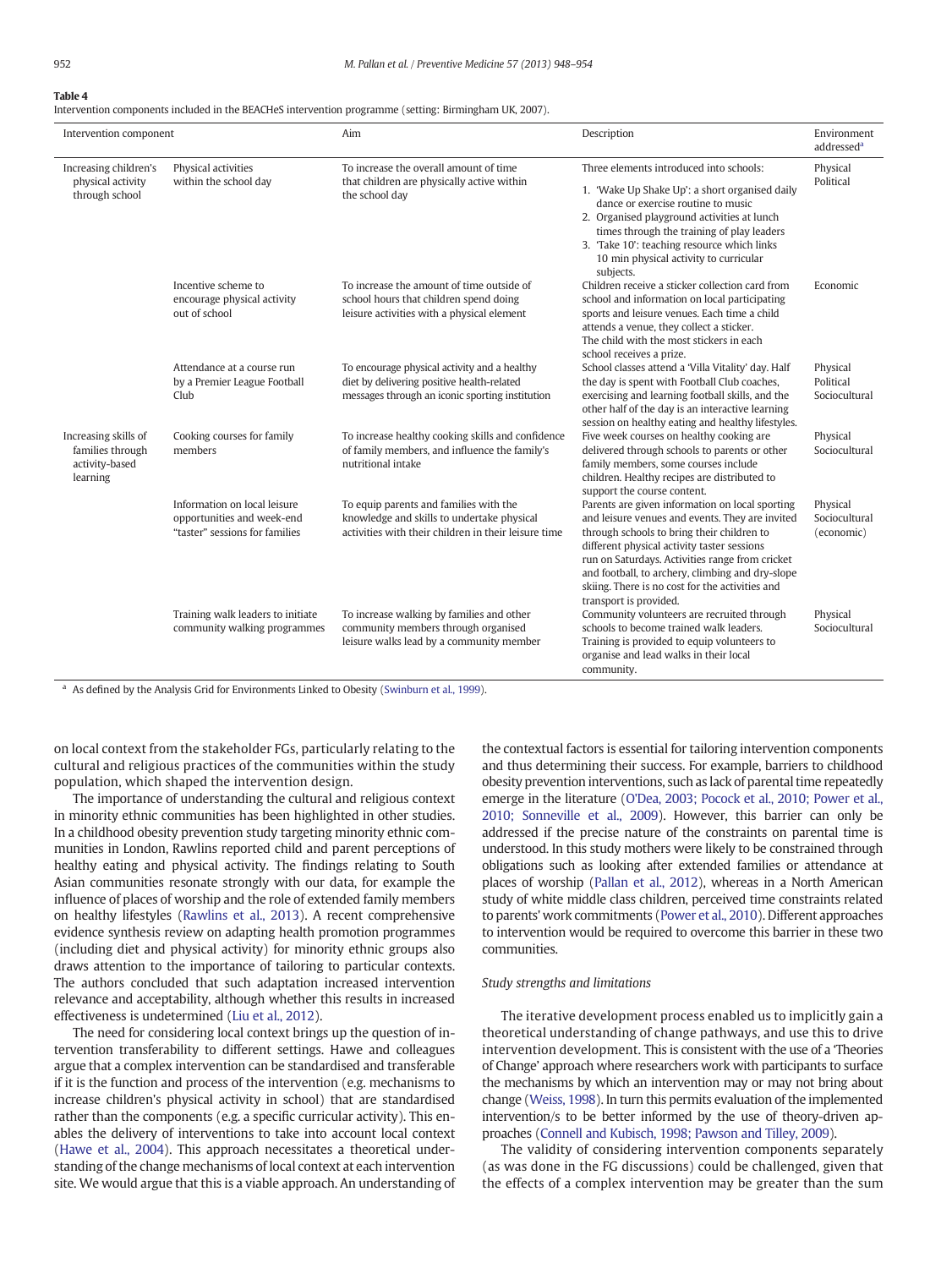**Table 4**
Intervention components included in the BEACHeS intervention programme (setting: Birmingham UK, 2007).

| Intervention component | | Aim | Description | Environment addressed[a] |
|---|---|---|---|---|
| Increasing children's physical activity through school | Physical activities within the school day | To increase the overall amount of time that children are physically active within the school day | Three elements introduced into schools: 1. 'Wake Up Shake Up': a short organised daily dance or exercise routine to music 2. Organised playground activities at lunch times through the training of play leaders 3. 'Take 10': teaching resource which links 10 min physical activity to curricular subjects. | Physical Political |
| | Incentive scheme to encourage physical activity out of school | To increase the amount of time outside of school hours that children spend doing leisure activities with a physical element | Children receive a sticker collection card from school and information on local participating sports and leisure venues. Each time a child attends a venue, they collect a sticker. The child with the most stickers in each school receives a prize. | Economic |
| | Attendance at a course run by a Premier League Football Club | To encourage physical activity and a healthy diet by delivering positive health-related messages through an iconic sporting institution | School classes attend a 'Villa Vitality' day. Half the day is spent with Football Club coaches, exercising and learning football skills, and the other half of the day is an interactive learning session on healthy eating and healthy lifestyles. | Physical Political Sociocultural |
| Increasing skills of families through activity-based learning | Cooking courses for family members | To increase healthy cooking skills and confidence of family members, and influence the family's nutritional intake | Five week courses on healthy cooking are delivered through schools to parents or other family members, some courses include children. Healthy recipes are distributed to support the course content. | Physical Sociocultural |
| | Information on local leisure opportunities and week-end "taster" sessions for families | To equip parents and families with the knowledge and skills to undertake physical activities with their children in their leisure time | Parents are given information on local sporting and leisure venues and events. They are invited through schools to bring their children to different physical activity taster sessions run on Saturdays. Activities range from cricket and football, to archery, climbing and dry-slope skiing. There is no cost for the activities and transport is provided. | Physical Sociocultural (economic) |
| | Training walk leaders to initiate community walking programmes | To increase walking by families and other community members through organised leisure walks lead by a community member | Community volunteers are recruited through schools to become trained walk leaders. Training is provided to equip volunteers to organise and lead walks in their local community. | Physical Sociocultural |

[a] As defined by the Analysis Grid for Environments Linked to Obesity (Swinburn et al., 1999).

on local context from the stakeholder FGs, particularly relating to the cultural and religious practices of the communities within the study population, which shaped the intervention design.

The importance of understanding the cultural and religious context in minority ethnic communities has been highlighted in other studies. In a childhood obesity prevention study targeting minority ethnic communities in London, Rawlins reported child and parent perceptions of healthy eating and physical activity. The findings relating to South Asian communities resonate strongly with our data, for example the influence of places of worship and the role of extended family members on healthy lifestyles (Rawlins et al., 2013). A recent comprehensive evidence synthesis review on adapting health promotion programmes (including diet and physical activity) for minority ethnic groups also draws attention to the importance of tailoring to particular contexts. The authors concluded that such adaptation increased intervention relevance and acceptability, although whether this results in increased effectiveness is undetermined (Liu et al., 2012).

The need for considering local context brings up the question of intervention transferability to different settings. Hawe and colleagues argue that a complex intervention can be standardised and transferable if it is the function and process of the intervention (e.g. mechanisms to increase children's physical activity in school) that are standardised rather than the components (e.g. a specific curricular activity). This enables the delivery of interventions to take into account local context (Hawe et al., 2004). This approach necessitates a theoretical understanding of the change mechanisms of local context at each intervention site. We would argue that this is a viable approach. An understanding of the contextual factors is essential for tailoring intervention components and thus determining their success. For example, barriers to childhood obesity prevention interventions, such as lack of parental time repeatedly emerge in the literature (O'Dea, 2003; Pocock et al., 2010; Power et al., 2010; Sonneville et al., 2009). However, this barrier can only be addressed if the precise nature of the constraints on parental time is understood. In this study mothers were likely to be constrained through obligations such as looking after extended families or attendance at places of worship (Pallan et al., 2012), whereas in a North American study of white middle class children, perceived time constraints related to parents' work commitments (Power et al., 2010). Different approaches to intervention would be required to overcome this barrier in these two communities.

*Study strengths and limitations*

The iterative development process enabled us to implicitly gain a theoretical understanding of change pathways, and use this to drive intervention development. This is consistent with the use of a 'Theories of Change' approach where researchers work with participants to surface the mechanisms by which an intervention may or may not bring about change (Weiss, 1998). In turn this permits evaluation of the implemented intervention/s to be better informed by the use of theory-driven approaches (Connell and Kubisch, 1998; Pawson and Tilley, 2009).

The validity of considering intervention components separately (as was done in the FG discussions) could be challenged, given that the effects of a complex intervention may be greater than the sum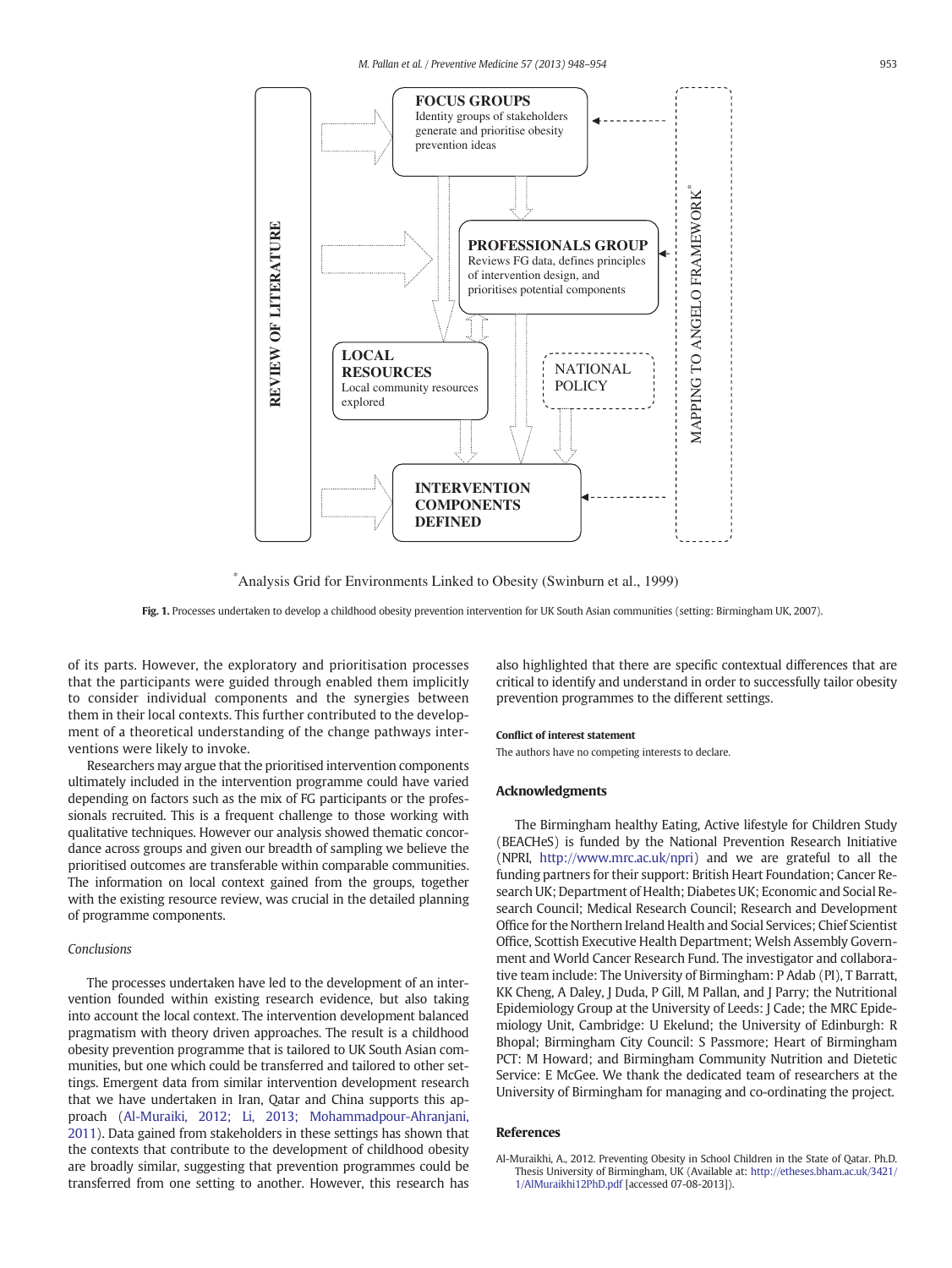FOCUS GROUPS
Identity groups of stakeholders generate and prioritise obesity prevention ideas

PROFESSIONALS GROUP
Reviews FG data, defines principles of intervention design, and prioritises potential components

LOCAL RESOURCES
Local community resources explored

NATIONAL POLICY

INTERVENTION COMPONENTS DEFINED

REVIEW OF LITERATURE

MAPPING TO ANGELO FRAMEWORK*

*Analysis Grid for Environments Linked to Obesity (Swinburn et al., 1999)

**Fig. 1.** Processes undertaken to develop a childhood obesity prevention intervention for UK South Asian communities (setting: Birmingham UK, 2007).

of its parts. However, the exploratory and prioritisation processes that the participants were guided through enabled them implicitly to consider individual components and the synergies between them in their local contexts. This further contributed to the development of a theoretical understanding of the change pathways interventions were likely to invoke.

Researchers may argue that the prioritised intervention components ultimately included in the intervention programme could have varied depending on factors such as the mix of FG participants or the professionals recruited. This is a frequent challenge to those working with qualitative techniques. However our analysis showed thematic concordance across groups and given our breadth of sampling we believe the prioritised outcomes are transferable within comparable communities. The information on local context gained from the groups, together with the existing resource review, was crucial in the detailed planning of programme components.

### *Conclusions*

The processes undertaken have led to the development of an intervention founded within existing research evidence, but also taking into account the local context. The intervention development balanced pragmatism with theory driven approaches. The result is a childhood obesity prevention programme that is tailored to UK South Asian communities, but one which could be transferred and tailored to other settings. Emergent data from similar intervention development research that we have undertaken in Iran, Qatar and China supports this approach (Al-Muraiki, 2012; Li, 2013; Mohammadpour-Ahranjani, 2011). Data gained from stakeholders in these settings has shown that the contexts that contribute to the development of childhood obesity are broadly similar, suggesting that prevention programmes could be transferred from one setting to another. However, this research has also highlighted that there are specific contextual differences that are critical to identify and understand in order to successfully tailor obesity prevention programmes to the different settings.

#### Conflict of interest statement

The authors have no competing interests to declare.

## Acknowledgments

The Birmingham healthy Eating, Active lifestyle for Children Study (BEACHeS) is funded by the National Prevention Research Initiative (NPRI, http://www.mrc.ac.uk/npri) and we are grateful to all the funding partners for their support: British Heart Foundation; Cancer Research UK; Department of Health; Diabetes UK; Economic and Social Research Council; Medical Research Council; Research and Development Office for the Northern Ireland Health and Social Services; Chief Scientist Office, Scottish Executive Health Department; Welsh Assembly Government and World Cancer Research Fund. The investigator and collaborative team include: The University of Birmingham: P Adab (PI), T Barratt, KK Cheng, A Daley, J Duda, P Gill, M Pallan, and J Parry; the Nutritional Epidemiology Group at the University of Leeds: J Cade; the MRC Epidemiology Unit, Cambridge: U Ekelund; the University of Edinburgh: R Bhopal; Birmingham City Council: S Passmore; Heart of Birmingham PCT: M Howard; and Birmingham Community Nutrition and Dietetic Service: E McGee. We thank the dedicated team of researchers at the University of Birmingham for managing and co-ordinating the project.

## References

Al-Muraikhi, A., 2012. Preventing Obesity in School Children in the State of Qatar. Ph.D. Thesis University of Birmingham, UK (Available at: http://etheses.bham.ac.uk/3421/1/AlMuraikhi12PhD.pdf [accessed 07-08-2013]).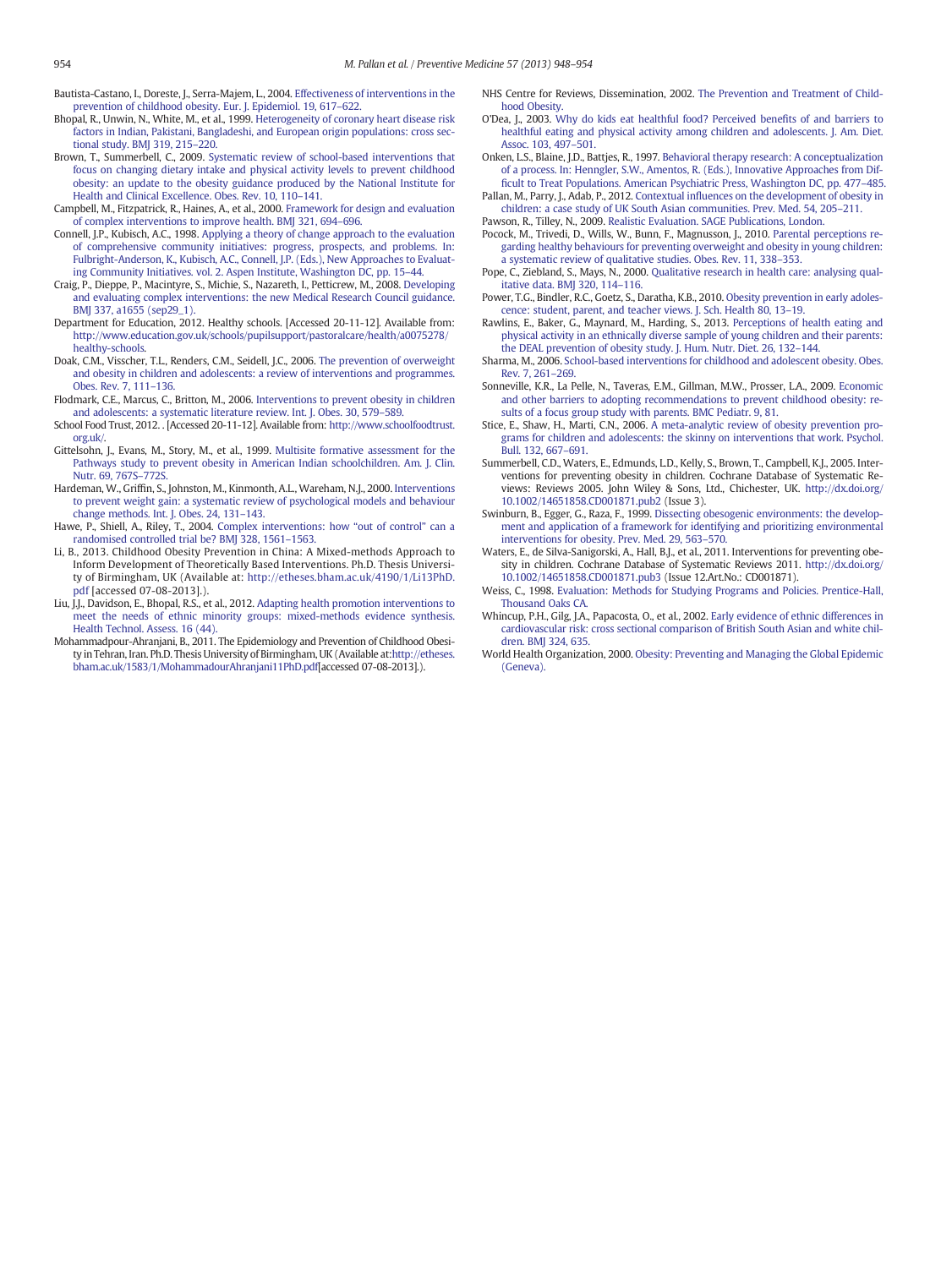Bautista-Castano, I., Doreste, J., Serra-Majem, L., 2004. Effectiveness of interventions in the prevention of childhood obesity. Eur. J. Epidemiol. 19, 617–622.

Bhopal, R., Unwin, N., White, M., et al., 1999. Heterogeneity of coronary heart disease risk factors in Indian, Pakistani, Bangladeshi, and European origin populations: cross sectional study. BMJ 319, 215–220.

Brown, T., Summerbell, C., 2009. Systematic review of school-based interventions that focus on changing dietary intake and physical activity levels to prevent childhood obesity: an update to the obesity guidance produced by the National Institute for Health and Clinical Excellence. Obes. Rev. 10, 110–141.

Campbell, M., Fitzpatrick, R., Haines, A., et al., 2000. Framework for design and evaluation of complex interventions to improve health. BMJ 321, 694–696.

Connell, J.P., Kubisch, A.C., 1998. Applying a theory of change approach to the evaluation of comprehensive community initiatives: progress, prospects, and problems. In: Fulbright-Anderson, K., Kubisch, A.C., Connell, J.P. (Eds.), New Approaches to Evaluating Community Initiatives. vol. 2. Aspen Institute, Washington DC, pp. 15–44.

Craig, P., Dieppe, P., Macintyre, S., Michie, S., Nazareth, I., Petticrew, M., 2008. Developing and evaluating complex interventions: the new Medical Research Council guidance. BMJ 337, a1655 (sep29_1).

Department for Education, 2012. Healthy schools. [Accessed 20-11-12]. Available from: http://www.education.gov.uk/schools/pupilsupport/pastoralcare/health/a0075278/healthy-schools.

Doak, C.M., Visscher, T.L., Renders, C.M., Seidell, J.C., 2006. The prevention of overweight and obesity in children and adolescents: a review of interventions and programmes. Obes. Rev. 7, 111–136.

Flodmark, C.E., Marcus, C., Britton, M., 2006. Interventions to prevent obesity in children and adolescents: a systematic literature review. Int. J. Obes. 30, 579–589.

School Food Trust, 2012. . [Accessed 20-11-12]. Available from: http://www.schoolfoodtrust.org.uk/.

Gittelsohn, J., Evans, M., Story, M., et al., 1999. Multisite formative assessment for the Pathways study to prevent obesity in American Indian schoolchildren. Am. J. Clin. Nutr. 69, 767S–772S.

Hardeman, W., Griffin, S., Johnston, M., Kinmonth, A.L., Wareham, N.J., 2000. Interventions to prevent weight gain: a systematic review of psychological models and behaviour change methods. Int. J. Obes. 24, 131–143.

Hawe, P., Shiell, A., Riley, T., 2004. Complex interventions: how "out of control" can a randomised controlled trial be? BMJ 328, 1561–1563.

Li, B., 2013. Childhood Obesity Prevention in China: A Mixed-methods Approach to Inform Development of Theoretically Based Interventions. Ph.D. Thesis University of Birmingham, UK (Available at: http://etheses.bham.ac.uk/4190/1/Li13PhD.pdf [accessed 07-08-2013].).

Liu, J.J., Davidson, E., Bhopal, R.S., et al., 2012. Adapting health promotion interventions to meet the needs of ethnic minority groups: mixed-methods evidence synthesis. Health Technol. Assess. 16 (44).

Mohammadpour-Ahranjani, B., 2011. The Epidemiology and Prevention of Childhood Obesity in Tehran, Iran. Ph.D. Thesis University of Birmingham, UK (Available at:http://etheses.bham.ac.uk/1583/1/MohammadourAhranjani11PhD.pdf[accessed 07-08-2013].).

NHS Centre for Reviews, Dissemination, 2002. The Prevention and Treatment of Childhood Obesity.

O'Dea, J., 2003. Why do kids eat healthful food? Perceived benefits of and barriers to healthful eating and physical activity among children and adolescents. J. Am. Diet. Assoc. 103, 497–501.

Onken, L.S., Blaine, J.D., Battjes, R., 1997. Behavioral therapy research: A conceptualization of a process. In: Henngler, S.W., Amentos, R. (Eds.), Innovative Approaches from Difficult to Treat Populations. American Psychiatric Press, Washington DC, pp. 477–485.

Pallan, M., Parry, J., Adab, P., 2012. Contextual influences on the development of obesity in children: a case study of UK South Asian communities. Prev. Med. 54, 205–211.

Pawson, R., Tilley, N., 2009. Realistic Evaluation. SAGE Publications, London.

Pocock, M., Trivedi, D., Wills, W., Bunn, F., Magnusson, J., 2010. Parental perceptions regarding healthy behaviours for preventing overweight and obesity in young children: a systematic review of qualitative studies. Obes. Rev. 11, 338–353.

Pope, C., Ziebland, S., Mays, N., 2000. Qualitative research in health care: analysing qualitative data. BMJ 320, 114–116.

Power, T.G., Bindler, R.C., Goetz, S., Daratha, K.B., 2010. Obesity prevention in early adolescence: student, parent, and teacher views. J. Sch. Health 80, 13–19.

Rawlins, E., Baker, G., Maynard, M., Harding, S., 2013. Perceptions of health eating and physical activity in an ethnically diverse sample of young children and their parents: the DEAL prevention of obesity study. J. Hum. Nutr. Diet. 26, 132–144.

Sharma, M., 2006. School-based interventions for childhood and adolescent obesity. Obes. Rev. 7, 261–269.

Sonneville, K.R., La Pelle, N., Taveras, E.M., Gillman, M.W., Prosser, L.A., 2009. Economic and other barriers to adopting recommendations to prevent childhood obesity: results of a focus group study with parents. BMC Pediatr. 9, 81.

Stice, E., Shaw, H., Marti, C.N., 2006. A meta-analytic review of obesity prevention programs for children and adolescents: the skinny on interventions that work. Psychol. Bull. 132, 667–691.

Summerbell, C.D., Waters, E., Edmunds, L.D., Kelly, S., Brown, T., Campbell, K.J., 2005. Interventions for preventing obesity in children. Cochrane Database of Systematic Reviews: Reviews 2005. John Wiley & Sons, Ltd., Chichester, UK. http://dx.doi.org/10.1002/14651858.CD001871.pub2 (Issue 3).

Swinburn, B., Egger, G., Raza, F., 1999. Dissecting obesogenic environments: the development and application of a framework for identifying and prioritizing environmental interventions for obesity. Prev. Med. 29, 563–570.

Waters, E., de Silva-Sanigorski, A., Hall, B.J., et al., 2011. Interventions for preventing obesity in children. Cochrane Database of Systematic Reviews 2011. http://dx.doi.org/10.1002/14651858.CD001871.pub3 (Issue 12.Art.No.: CD001871).

Weiss, C., 1998. Evaluation: Methods for Studying Programs and Policies. Prentice-Hall, Thousand Oaks CA.

Whincup, P.H., Gilg, J.A., Papacosta, O., et al., 2002. Early evidence of ethnic differences in cardiovascular risk: cross sectional comparison of British South Asian and white children. BMJ 324, 635.

World Health Organization, 2000. Obesity: Preventing and Managing the Global Epidemic (Geneva).